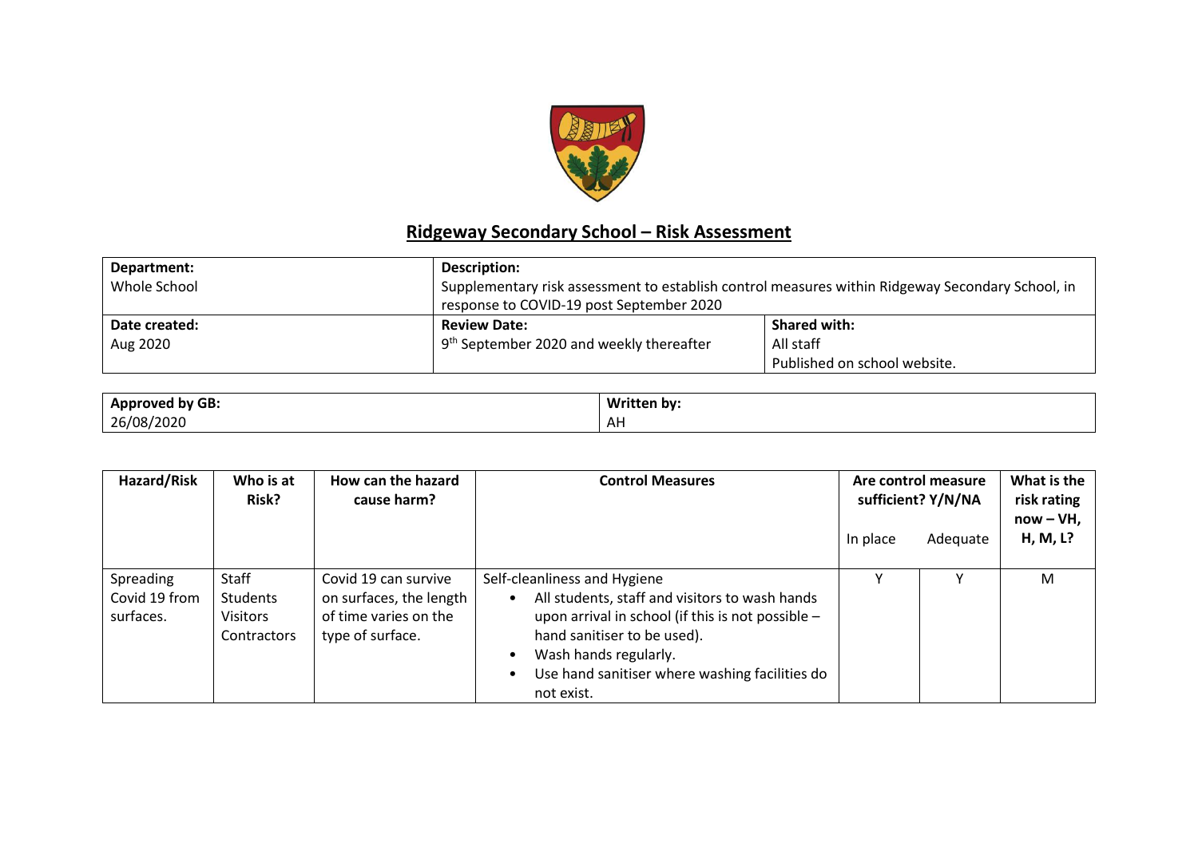# Ridgeway Secondary School – Risk Assessment

| **Department:**<br>Whole School | **Description:**<br>Supplementary risk assessment to establish control measures within Ridgeway Secondary School, in response to COVID-19 post September 2020 | |
|---|---|---|
| **Date created:**<br>Aug 2020 | **Review Date:**<br>9th September 2020 and weekly thereafter | **Shared with:**<br>All staff<br>Published on school website. |

| **Approved by GB:** | **Written by:** |
|---|---|
| 26/08/2020 | AH |

| **Hazard/Risk** | **Who is at Risk?** | **How can the hazard cause harm?** | **Control Measures** | **Are control measure sufficient? Y/N/NA** | | **What is the risk rating now – VH, H, M, L?** |
|---|---|---|---|---|---|---|
| | | | | In place | Adequate | |
| Spreading Covid 19 from surfaces. | Staff<br>Students<br>Visitors<br>Contractors | Covid 19 can survive on surfaces, the length of time varies on the type of surface. | Self-cleanliness and Hygiene<br>• All students, staff and visitors to wash hands upon arrival in school (if this is not possible – hand sanitiser to be used).<br>• Wash hands regularly.<br>• Use hand sanitiser where washing facilities do not exist. | Y | Y | M |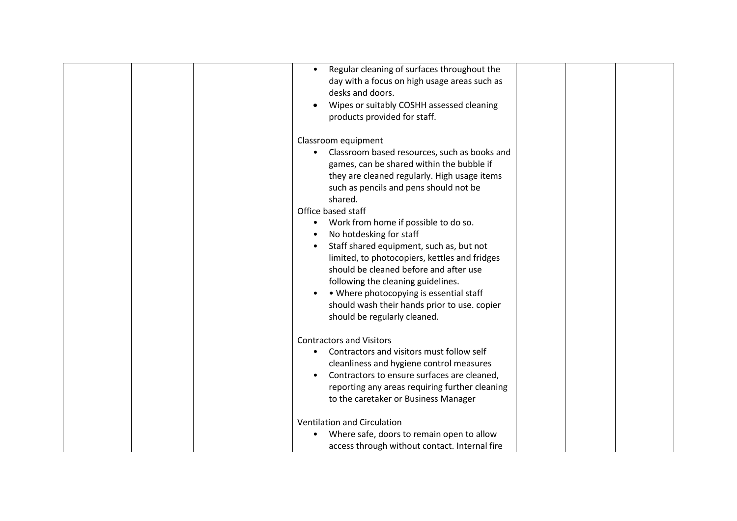| | | | • Regular cleaning of surfaces throughout the day with a focus on high usage areas such as desks and doors.<br>• Wipes or suitably COSHH assessed cleaning products provided for staff.<br><br>Classroom equipment<br>• Classroom based resources, such as books and games, can be shared within the bubble if they are cleaned regularly. High usage items such as pencils and pens should not be shared.<br>Office based staff<br>• Work from home if possible to do so.<br>• No hotdesking for staff<br>• Staff shared equipment, such as, but not limited, to photocopiers, kettles and fridges should be cleaned before and after use following the cleaning guidelines.<br>• • Where photocopying is essential staff should wash their hands prior to use. copier should be regularly cleaned.<br><br>Contractors and Visitors<br>• Contractors and visitors must follow self cleanliness and hygiene control measures<br>• Contractors to ensure surfaces are cleaned, reporting any areas requiring further cleaning to the caretaker or Business Manager<br><br>Ventilation and Circulation<br>• Where safe, doors to remain open to allow access through without contact. Internal fire | | | |
|---|---|---|---|---|---|---|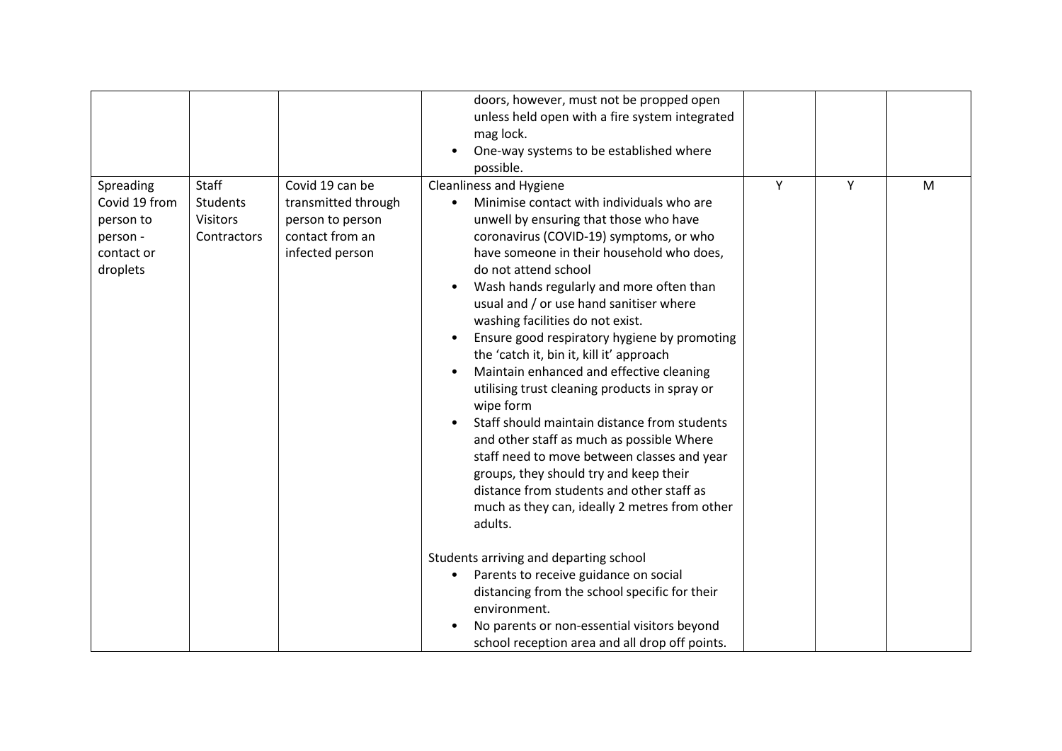| | | | | | | |
|---|---|---|---|---|---|---|
| | | | doors, however, must not be propped open unless held open with a fire system integrated mag lock.<br>• One-way systems to be established where possible. | | | |
| Spreading Covid 19 from person to person - contact or droplets | Staff<br>Students<br>Visitors<br>Contractors | Covid 19 can be transmitted through person to person contact from an infected person | Cleanliness and Hygiene<br>• Minimise contact with individuals who are unwell by ensuring that those who have coronavirus (COVID-19) symptoms, or who have someone in their household who does, do not attend school<br>• Wash hands regularly and more often than usual and / or use hand sanitiser where washing facilities do not exist.<br>• Ensure good respiratory hygiene by promoting the 'catch it, bin it, kill it' approach<br>• Maintain enhanced and effective cleaning utilising trust cleaning products in spray or wipe form<br>• Staff should maintain distance from students and other staff as much as possible Where staff need to move between classes and year groups, they should try and keep their distance from students and other staff as much as they can, ideally 2 metres from other adults.<br><br>Students arriving and departing school<br>• Parents to receive guidance on social distancing from the school specific for their environment.<br>• No parents or non-essential visitors beyond school reception area and all drop off points. | Y | Y | M |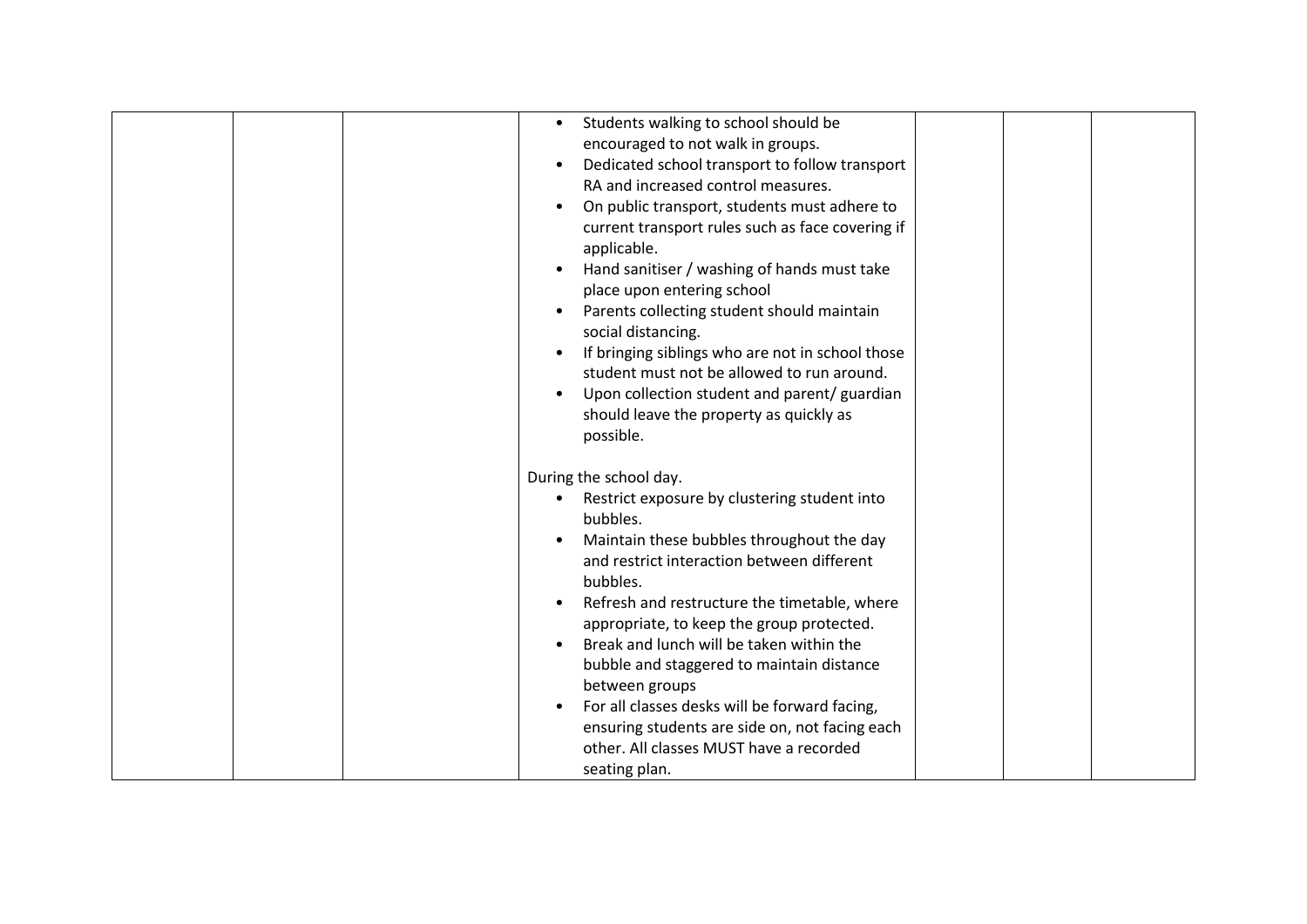| | | | | | | |
|---|---|---|---|---|---|---|
| | | | • Students walking to school should be encouraged to not walk in groups.<br>• Dedicated school transport to follow transport RA and increased control measures.<br>• On public transport, students must adhere to current transport rules such as face covering if applicable.<br>• Hand sanitiser / washing of hands must take place upon entering school<br>• Parents collecting student should maintain social distancing.<br>• If bringing siblings who are not in school those student must not be allowed to run around.<br>• Upon collection student and parent/ guardian should leave the property as quickly as possible.<br><br>During the school day.<br>• Restrict exposure by clustering student into bubbles.<br>• Maintain these bubbles throughout the day and restrict interaction between different bubbles.<br>• Refresh and restructure the timetable, where appropriate, to keep the group protected.<br>• Break and lunch will be taken within the bubble and staggered to maintain distance between groups<br>• For all classes desks will be forward facing, ensuring students are side on, not facing each other. All classes MUST have a recorded seating plan. | | | |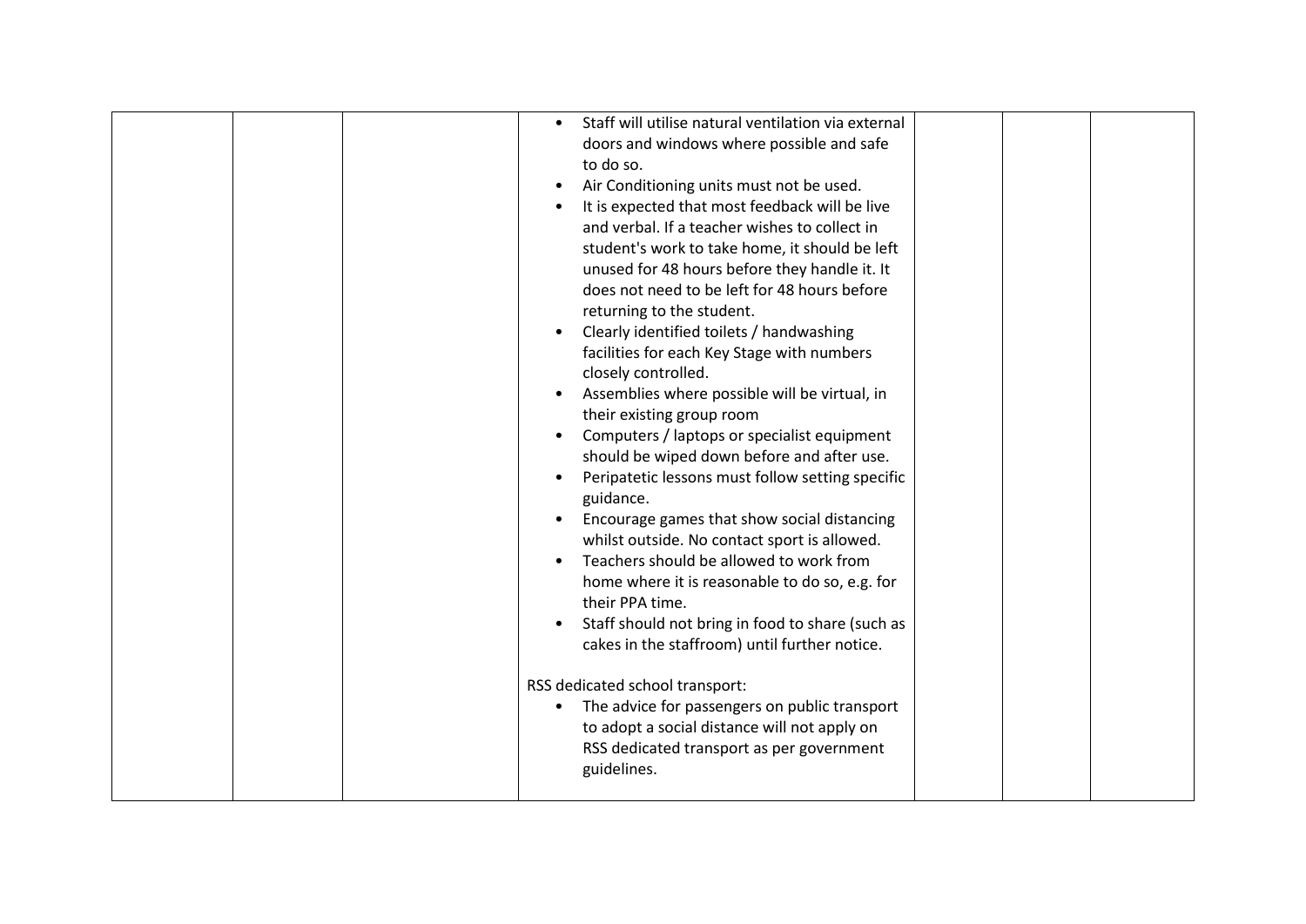|  |  |  | <ul><li>Staff will utilise natural ventilation via external doors and windows where possible and safe to do so.</li><li>Air Conditioning units must not be used.</li><li>It is expected that most feedback will be live and verbal. If a teacher wishes to collect in student's work to take home, it should be left unused for 48 hours before they handle it. It does not need to be left for 48 hours before returning to the student.</li><li>Clearly identified toilets / handwashing facilities for each Key Stage with numbers closely controlled.</li><li>Assemblies where possible will be virtual, in their existing group room</li><li>Computers / laptops or specialist equipment should be wiped down before and after use.</li><li>Peripatetic lessons must follow setting specific guidance.</li><li>Encourage games that show social distancing whilst outside. No contact sport is allowed.</li><li>Teachers should be allowed to work from home where it is reasonable to do so, e.g. for their PPA time.</li><li>Staff should not bring in food to share (such as cakes in the staffroom) until further notice.</li></ul>RSS dedicated school transport:<ul><li>The advice for passengers on public transport to adopt a social distance will not apply on RSS dedicated transport as per government guidelines.</li></ul> |  |  |  |
|---|---|---|---|---|---|---|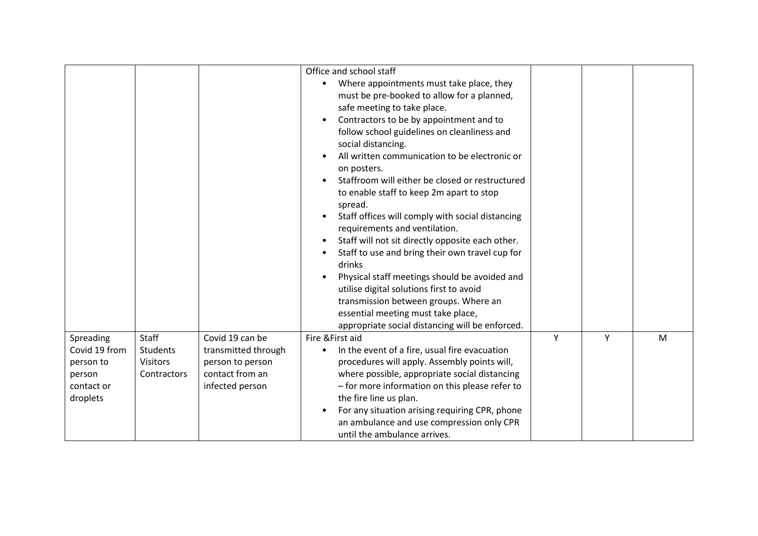| | | | | | | |
|---|---|---|---|---|---|---|
| | | | Office and school staff<br>• Where appointments must take place, they must be pre-booked to allow for a planned, safe meeting to take place.<br>• Contractors to be by appointment and to follow school guidelines on cleanliness and social distancing.<br>• All written communication to be electronic or on posters.<br>• Staffroom will either be closed or restructured to enable staff to keep 2m apart to stop spread.<br>• Staff offices will comply with social distancing requirements and ventilation.<br>• Staff will not sit directly opposite each other.<br>• Staff to use and bring their own travel cup for drinks<br>• Physical staff meetings should be avoided and utilise digital solutions first to avoid transmission between groups. Where an essential meeting must take place, appropriate social distancing will be enforced. | | | |
| Spreading Covid 19 from person to person contact or droplets | Staff<br>Students<br>Visitors<br>Contractors | Covid 19 can be transmitted through person to person contact from an infected person | Fire &First aid<br>• In the event of a fire, usual fire evacuation procedures will apply. Assembly points will, where possible, appropriate social distancing – for more information on this please refer to the fire line us plan.<br>• For any situation arising requiring CPR, phone an ambulance and use compression only CPR until the ambulance arrives. | Y | Y | M |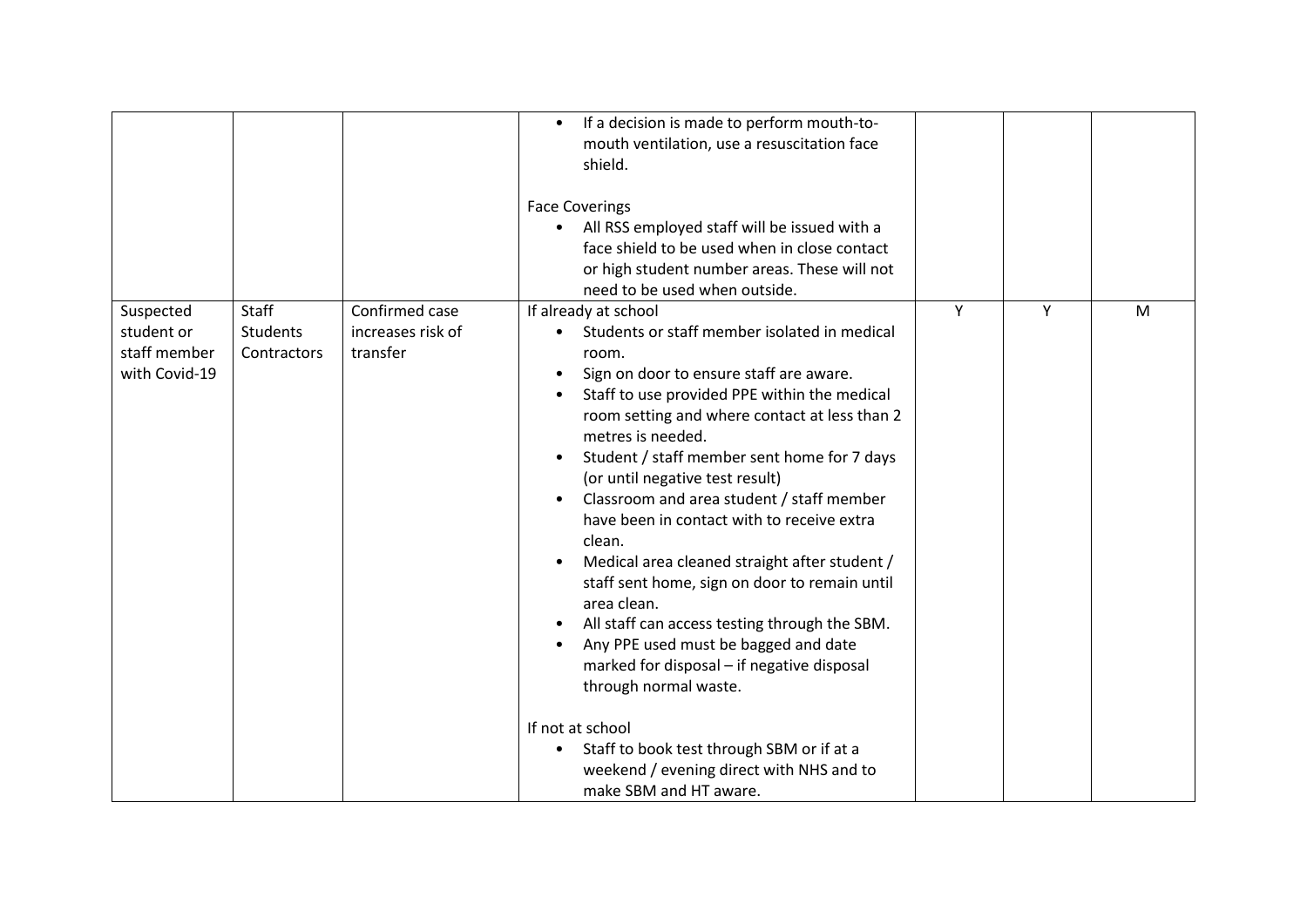| | | | | | | |
|---|---|---|---|---|---|---|
| | | | • If a decision is made to perform mouth-to-mouth ventilation, use a resuscitation face shield.<br><br>Face Coverings<br>• All RSS employed staff will be issued with a face shield to be used when in close contact or high student number areas. These will not need to be used when outside. | | | |
| Suspected student or staff member with Covid-19 | Staff<br>Students<br>Contractors | Confirmed case increases risk of transfer | If already at school<br>• Students or staff member isolated in medical room.<br>• Sign on door to ensure staff are aware.<br>• Staff to use provided PPE within the medical room setting and where contact at less than 2 metres is needed.<br>• Student / staff member sent home for 7 days (or until negative test result)<br>• Classroom and area student / staff member have been in contact with to receive extra clean.<br>• Medical area cleaned straight after student / staff sent home, sign on door to remain until area clean.<br>• All staff can access testing through the SBM.<br>• Any PPE used must be bagged and date marked for disposal – if negative disposal through normal waste.<br><br>If not at school<br>• Staff to book test through SBM or if at a weekend / evening direct with NHS and to make SBM and HT aware. | Y | Y | M |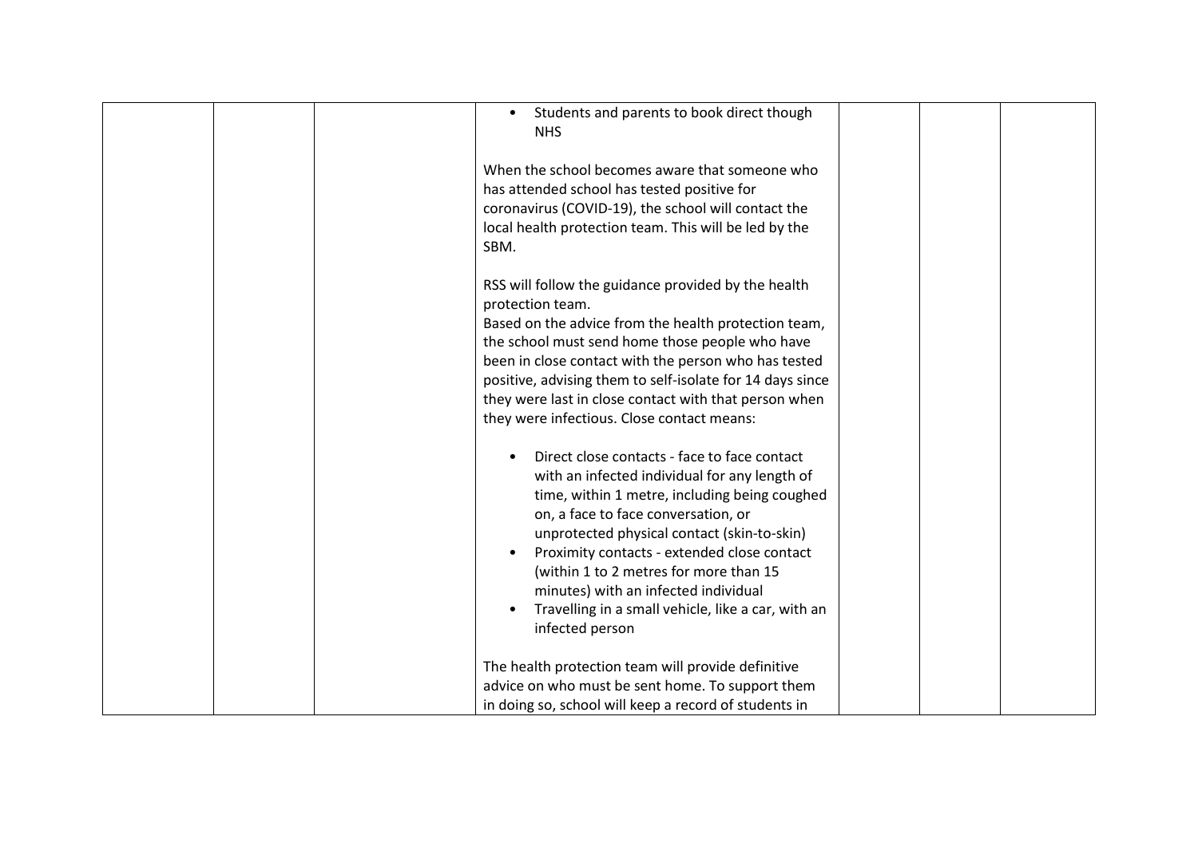| | | | | | | |
|---|---|---|---|---|---|---|
| | | | • Students and parents to book direct though NHS<br><br>When the school becomes aware that someone who has attended school has tested positive for coronavirus (COVID-19), the school will contact the local health protection team. This will be led by the SBM.<br><br>RSS will follow the guidance provided by the health protection team.<br>Based on the advice from the health protection team, the school must send home those people who have been in close contact with the person who has tested positive, advising them to self-isolate for 14 days since they were last in close contact with that person when they were infectious. Close contact means:<br><br>• Direct close contacts - face to face contact with an infected individual for any length of time, within 1 metre, including being coughed on, a face to face conversation, or unprotected physical contact (skin-to-skin)<br>• Proximity contacts - extended close contact (within 1 to 2 metres for more than 15 minutes) with an infected individual<br>• Travelling in a small vehicle, like a car, with an infected person<br><br>The health protection team will provide definitive advice on who must be sent home. To support them in doing so, school will keep a record of students in | | | |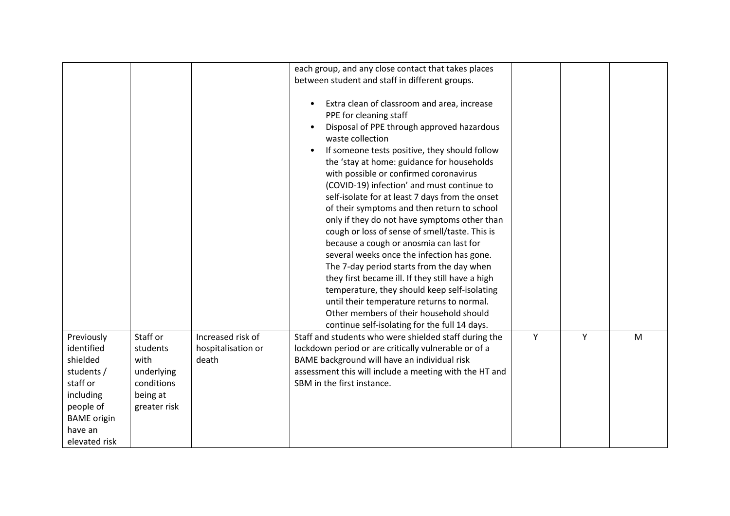|  |  |  | each group, and any close contact that takes places between student and staff in different groups.<br><br>• Extra clean of classroom and area, increase PPE for cleaning staff<br>• Disposal of PPE through approved hazardous waste collection<br>• If someone tests positive, they should follow the 'stay at home: guidance for households with possible or confirmed coronavirus (COVID-19) infection' and must continue to self-isolate for at least 7 days from the onset of their symptoms and then return to school only if they do not have symptoms other than cough or loss of sense of smell/taste. This is because a cough or anosmia can last for several weeks once the infection has gone. The 7-day period starts from the day when they first became ill. If they still have a high temperature, they should keep self-isolating until their temperature returns to normal. Other members of their household should continue self-isolating for the full 14 days. |  |  |  |
|---|---|---|---|---|---|---|
| Previously identified shielded students / staff or including people of BAME origin have an elevated risk | Staff or students with underlying conditions being at greater risk | Increased risk of hospitalisation or death | Staff and students who were shielded staff during the lockdown period or are critically vulnerable or of a BAME background will have an individual risk assessment this will include a meeting with the HT and SBM in the first instance. | Y | Y | M |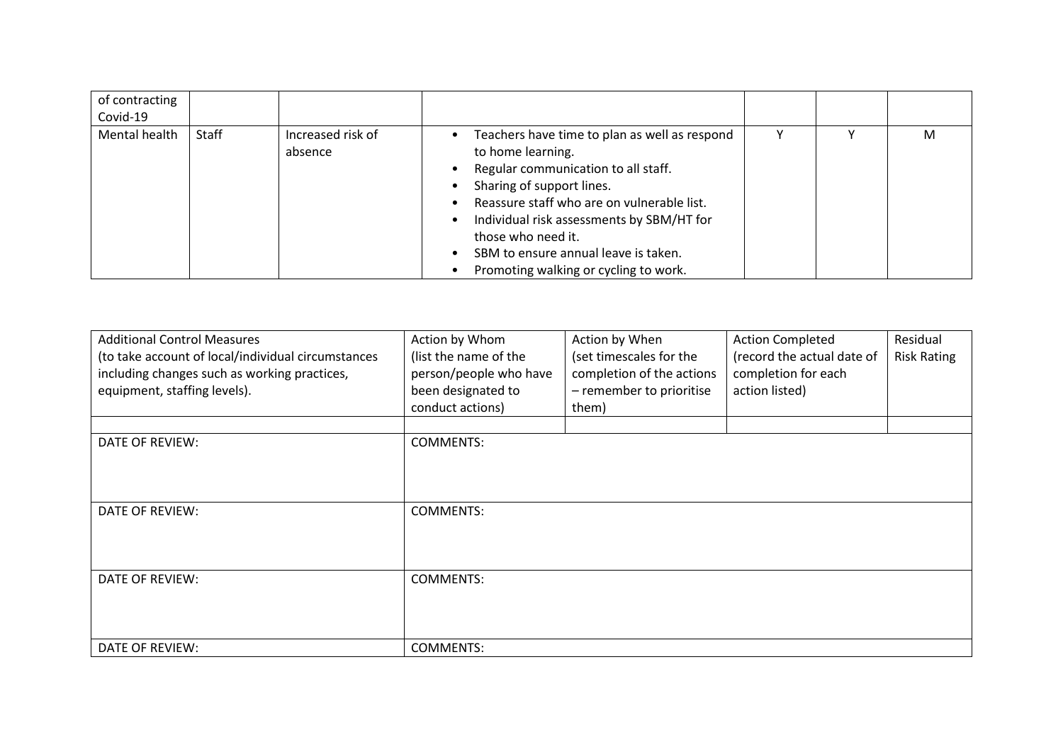| of contracting Covid-19 | | | | | | |
|---|---|---|---|---|---|---|
| Mental health | Staff | Increased risk of absence | • Teachers have time to plan as well as respond to home learning.<br>• Regular communication to all staff.<br>• Sharing of support lines.<br>• Reassure staff who are on vulnerable list.<br>• Individual risk assessments by SBM/HT for those who need it.<br>• SBM to ensure annual leave is taken.<br>• Promoting walking or cycling to work. | Y | Y | M |

| Additional Control Measures (to take account of local/individual circumstances including changes such as working practices, equipment, staffing levels). | Action by Whom (list the name of the person/people who have been designated to conduct actions) | Action by When (set timescales for the completion of the actions – remember to prioritise them) | Action Completed (record the actual date of completion for each action listed) | Residual Risk Rating |
|---|---|---|---|---|
| | | | | |
| DATE OF REVIEW: | COMMENTS: | | | |
| DATE OF REVIEW: | COMMENTS: | | | |
| DATE OF REVIEW: | COMMENTS: | | | |
| DATE OF REVIEW: | COMMENTS: | | | |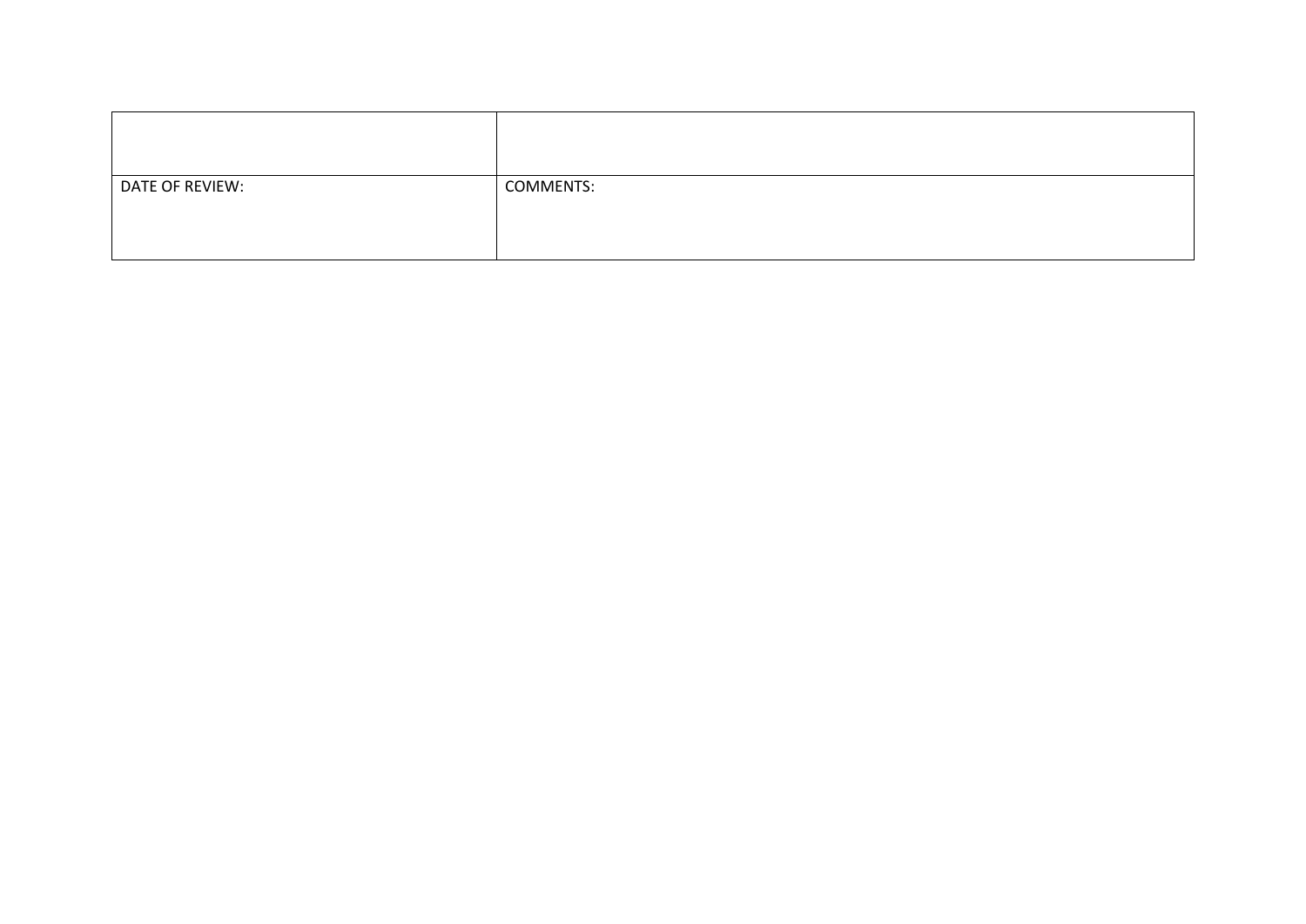| | |
|---|---|
| DATE OF REVIEW: | COMMENTS: |